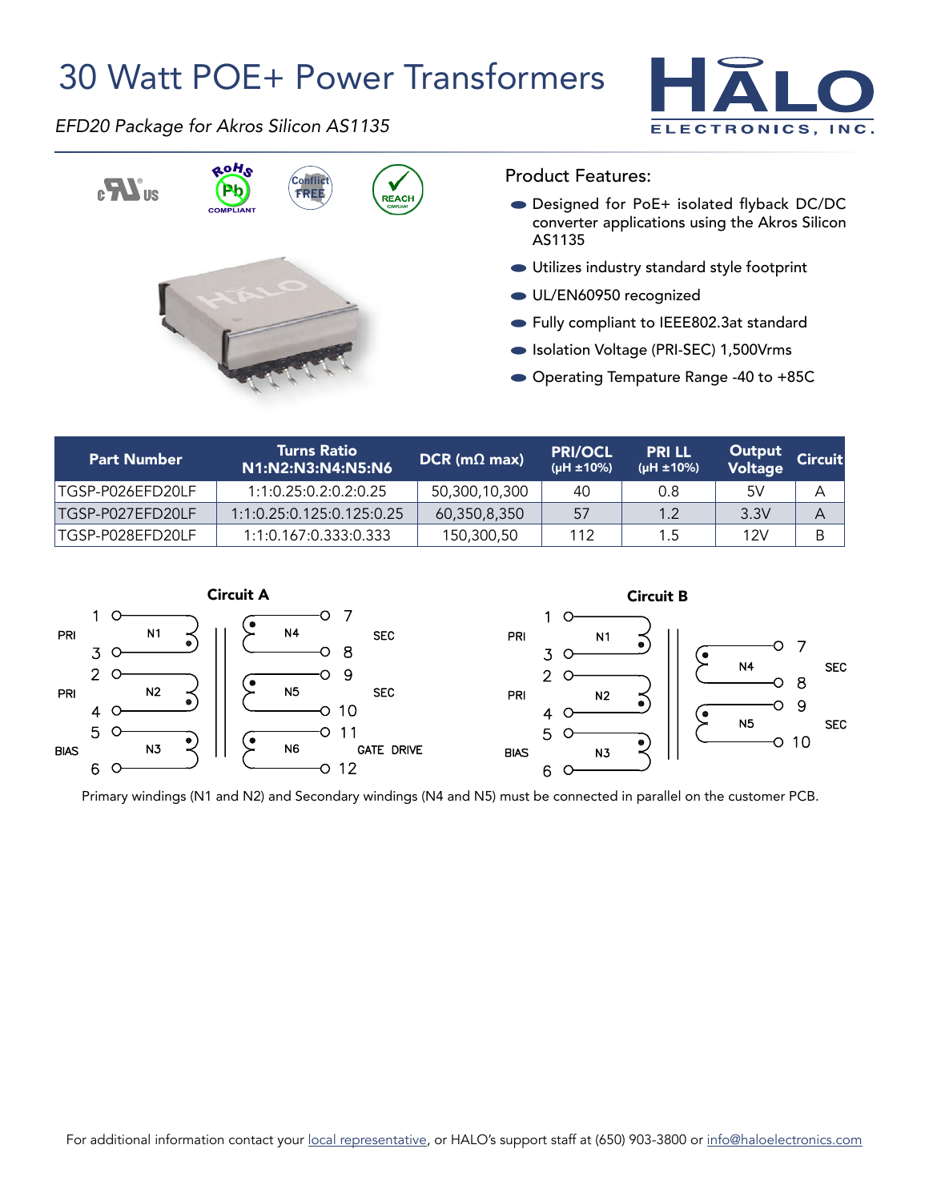# 30 Watt POE+ Power Transformers

*EFD20 Package for Akros Silicon AS1135*

## Product Features:

- Designed for PoE+ isolated flyback DC/DC converter applications using the Akros Silicon AS1135
- Utilizes industry standard style footprint
- UL/EN60950 recognized
- Fully compliant to IEEE802.3at standard
- Isolation Voltage (PRI-SEC) 1,500Vrms
- Operating Tempature Range -40 to +85C

| Part Number | Turns Ratio N1:N2:N3:N4:N5:N6 | DCR (mΩ max) | PRI/OCL (μH ±10%) | PRI LL (μH ±10%) | Output Voltage | Circuit |
|---|---|---|---|---|---|---|
| TGSP-P026EFD20LF | 1:1:0.25:0.2:0.2:0.25 | 50,300,10,300 | 40 | 0.8 | 5V | A |
| TGSP-P027EFD20LF | 1:1:0.25:0.125:0.125:0.25 | 60,350,8,350 | 57 | 1.2 | 3.3V | A |
| TGSP-P028EFD20LF | 1:1:0.167:0.333:0.333 | 150,300,50 | 112 | 1.5 | 12V | B |

**Circuit A**

**Circuit B**

Primary windings (N1 and N2) and Secondary windings (N4 and N5) must be connected in parallel on the customer PCB.

For additional information contact your local representative, or HALO's support staff at (650) 903-3800 or info@haloelectronics.com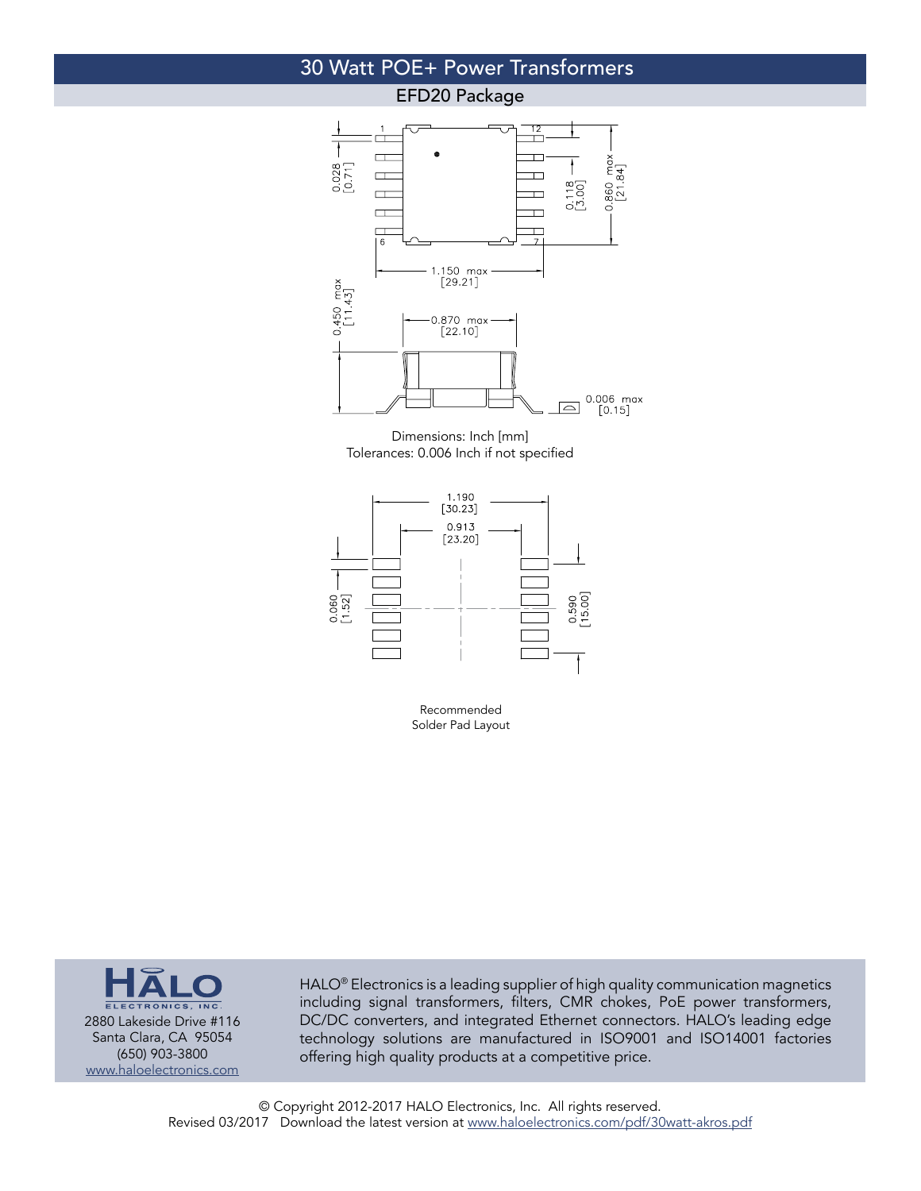# 30 Watt POE+ Power Transformers

## EFD20 Package

1

12

6

7

0.028
[0.71]

0.118
[3.00]

0.860 max
[21.84]

1.150 max
[29.21]

0.450 max
[11.43]

0.870 max
[22.10]

0.006 max
[0.15]

Dimensions: Inch [mm]
Tolerances: 0.006 Inch if not specified

1.190
[30.23]

0.913
[23.20]

0.060
[1.52]

0.590
[15.00]

Recommended
Solder Pad Layout

HALO
ELECTRONICS, INC.
2880 Lakeside Drive #116
Santa Clara, CA 95054
(650) 903-3800
www.haloelectronics.com

HALO® Electronics is a leading supplier of high quality communication magnetics including signal transformers, filters, CMR chokes, PoE power transformers, DC/DC converters, and integrated Ethernet connectors. HALO's leading edge technology solutions are manufactured in ISO9001 and ISO14001 factories offering high quality products at a competitive price.

© Copyright 2012-2017 HALO Electronics, Inc. All rights reserved.
Revised 03/2017 Download the latest version at www.haloelectronics.com/pdf/30watt-akros.pdf